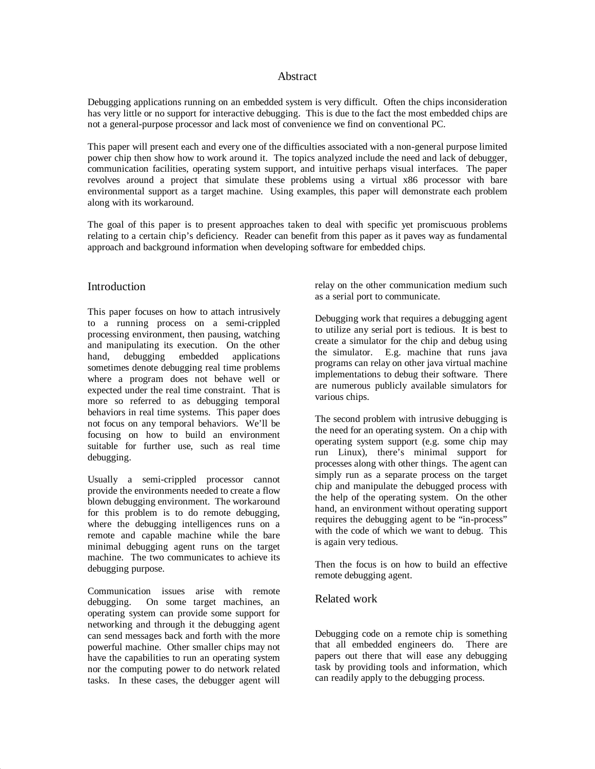## Abstract

Debugging applications running on an embedded system is very difficult. Often the chips inconsideration has very little or no support for interactive debugging. This is due to the fact the most embedded chips are not a general-purpose processor and lack most of convenience we find on conventional PC.

This paper will present each and every one of the difficulties associated with a non-general purpose limited power chip then show how to work around it. The topics analyzed include the need and lack of debugger, communication facilities, operating system support, and intuitive perhaps visual interfaces. The paper revolves around a project that simulate these problems using a virtual x86 processor with bare environmental support as a target machine. Using examples, this paper will demonstrate each problem along with its workaround.

The goal of this paper is to present approaches taken to deal with specific yet promiscuous problems relating to a certain chip's deficiency. Reader can benefit from this paper as it paves way as fundamental approach and background information when developing software for embedded chips.

## Introduction

This paper focuses on how to attach intrusively to a running process on a semi-crippled processing environment, then pausing, watching and manipulating its execution. On the other hand, debugging embedded applications sometimes denote debugging real time problems where a program does not behave well or expected under the real time constraint. That is more so referred to as debugging temporal behaviors in real time systems. This paper does not focus on any temporal behaviors. We'll be focusing on how to build an environment suitable for further use, such as real time debugging.

Usually a semi-crippled processor cannot provide the environments needed to create a flow blown debugging environment. The workaround for this problem is to do remote debugging, where the debugging intelligences runs on a remote and capable machine while the bare minimal debugging agent runs on the target machine. The two communicates to achieve its debugging purpose.

Communication issues arise with remote debugging. On some target machines, an operating system can provide some support for networking and through it the debugging agent can send messages back and forth with the more powerful machine. Other smaller chips may not have the capabilities to run an operating system nor the computing power to do network related tasks. In these cases, the debugger agent will relay on the other communication medium such as a serial port to communicate.

Debugging work that requires a debugging agent to utilize any serial port is tedious. It is best to create a simulator for the chip and debug using the simulator. E.g. machine that runs java programs can relay on other java virtual machine implementations to debug their software. There are numerous publicly available simulators for various chips.

The second problem with intrusive debugging is the need for an operating system. On a chip with operating system support (e.g. some chip may run Linux), there's minimal support for processes along with other things. The agent can simply run as a separate process on the target chip and manipulate the debugged process with the help of the operating system. On the other hand, an environment without operating support requires the debugging agent to be "in-process" with the code of which we want to debug. This is again very tedious.

Then the focus is on how to build an effective remote debugging agent.

## Related work

Debugging code on a remote chip is something that all embedded engineers do. There are papers out there that will ease any debugging task by providing tools and information, which can readily apply to the debugging process.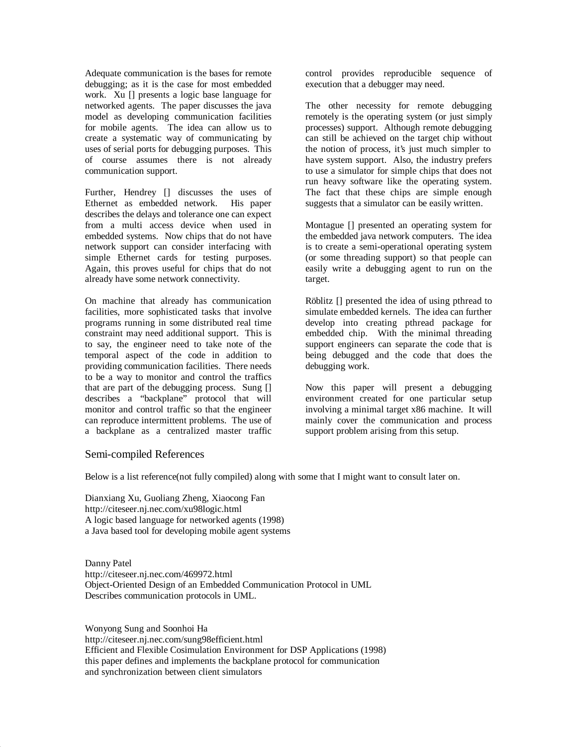Adequate communication is the bases for remote debugging; as it is the case for most embedded work. Xu [] presents a logic base language for networked agents. The paper discusses the java model as developing communication facilities for mobile agents. The idea can allow us to create a systematic way of communicating by uses of serial ports for debugging purposes. This of course assumes there is not already communication support.

Further, Hendrey [] discusses the uses of Ethernet as embedded network. His paper describes the delays and tolerance one can expect from a multi access device when used in embedded systems. Now chips that do not have network support can consider interfacing with simple Ethernet cards for testing purposes. Again, this proves useful for chips that do not already have some network connectivity.

On machine that already has communication facilities, more sophisticated tasks that involve programs running in some distributed real time constraint may need additional support. This is to say, the engineer need to take note of the temporal aspect of the code in addition to providing communication facilities. There needs to be a way to monitor and control the traffics that are part of the debugging process. Sung [] describes a "backplane" protocol that will monitor and control traffic so that the engineer can reproduce intermittent problems. The use of a backplane as a centralized master traffic control provides reproducible sequence of execution that a debugger may need.

The other necessity for remote debugging remotely is the operating system (or just simply processes) support. Although remote debugging can still be achieved on the target chip without the notion of process, it's just much simpler to have system support. Also, the industry prefers to use a simulator for simple chips that does not run heavy software like the operating system. The fact that these chips are simple enough suggests that a simulator can be easily written.

Montague [] presented an operating system for the embedded java network computers. The idea is to create a semi-operational operating system (or some threading support) so that people can easily write a debugging agent to run on the target.

Röblitz [] presented the idea of using pthread to simulate embedded kernels. The idea can further develop into creating pthread package for embedded chip. With the minimal threading support engineers can separate the code that is being debugged and the code that does the debugging work.

Now this paper will present a debugging environment created for one particular setup involving a minimal target x86 machine. It will mainly cover the communication and process support problem arising from this setup.

## Semi-compiled References

Below is a list reference(not fully compiled) along with some that I might want to consult later on.

Dianxiang Xu, Guoliang Zheng, Xiaocong Fan
http://citeseer.nj.nec.com/xu98logic.html
A logic based language for networked agents (1998)
a Java based tool for developing mobile agent systems

Danny Patel
http://citeseer.nj.nec.com/469972.html
Object-Oriented Design of an Embedded Communication Protocol in UML
Describes communication protocols in UML.

Wonyong Sung and Soonhoi Ha
http://citeseer.nj.nec.com/sung98efficient.html
Efficient and Flexible Cosimulation Environment for DSP Applications (1998)
this paper defines and implements the backplane protocol for communication
and synchronization between client simulators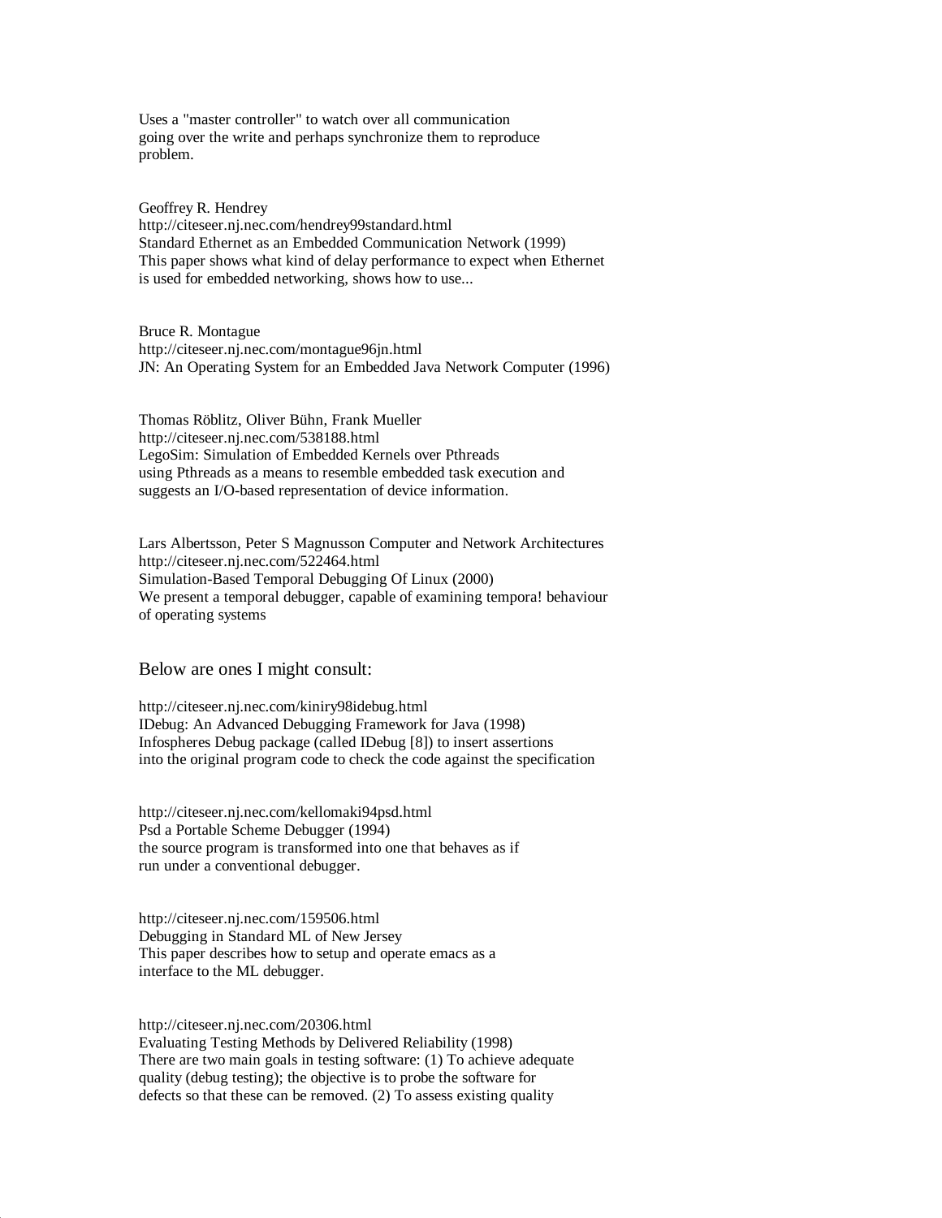Uses a "master controller" to watch over all communication going over the write and perhaps synchronize them to reproduce problem.

Geoffrey R. Hendrey
http://citeseer.nj.nec.com/hendrey99standard.html
Standard Ethernet as an Embedded Communication Network (1999)
This paper shows what kind of delay performance to expect when Ethernet is used for embedded networking, shows how to use...

Bruce R. Montague
http://citeseer.nj.nec.com/montague96jn.html
JN: An Operating System for an Embedded Java Network Computer (1996)

Thomas Röblitz, Oliver Bühn, Frank Mueller
http://citeseer.nj.nec.com/538188.html
LegoSim: Simulation of Embedded Kernels over Pthreads
using Pthreads as a means to resemble embedded task execution and suggests an I/O-based representation of device information.

Lars Albertsson, Peter S Magnusson Computer and Network Architectures
http://citeseer.nj.nec.com/522464.html
Simulation-Based Temporal Debugging Of Linux (2000)
We present a temporal debugger, capable of examining tempora! behaviour of operating systems

Below are ones I might consult:

http://citeseer.nj.nec.com/kiniry98idebug.html
IDebug: An Advanced Debugging Framework for Java (1998)
Infospheres Debug package (called IDebug [8]) to insert assertions into the original program code to check the code against the specification

http://citeseer.nj.nec.com/kellomaki94psd.html
Psd a Portable Scheme Debugger (1994)
the source program is transformed into one that behaves as if run under a conventional debugger.

http://citeseer.nj.nec.com/159506.html
Debugging in Standard ML of New Jersey
This paper describes how to setup and operate emacs as a interface to the ML debugger.

http://citeseer.nj.nec.com/20306.html
Evaluating Testing Methods by Delivered Reliability (1998)
There are two main goals in testing software: (1) To achieve adequate quality (debug testing); the objective is to probe the software for defects so that these can be removed. (2) To assess existing quality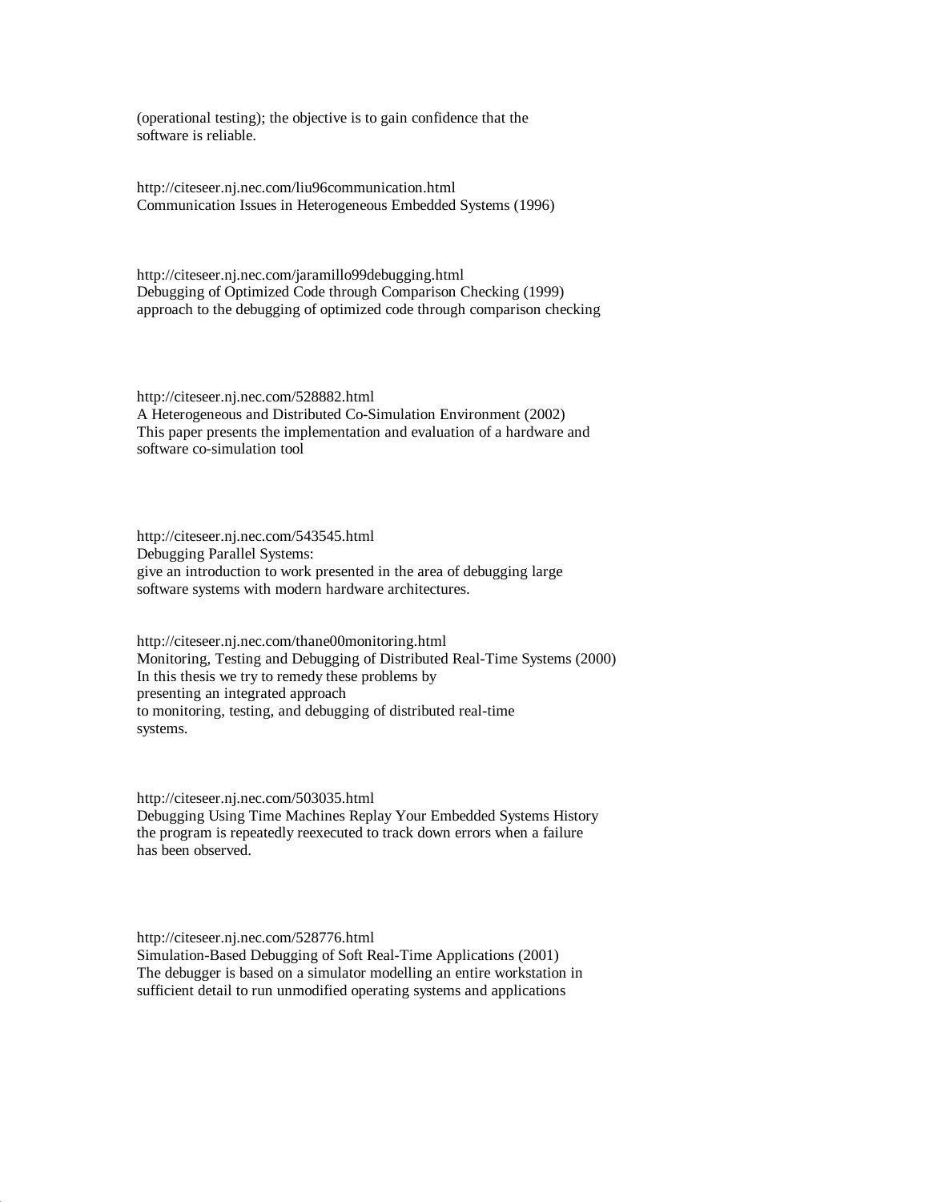(operational testing); the objective is to gain confidence that the
software is reliable.

http://citeseer.nj.nec.com/liu96communication.html
Communication Issues in Heterogeneous Embedded Systems (1996)

http://citeseer.nj.nec.com/jaramillo99debugging.html
Debugging of Optimized Code through Comparison Checking (1999)
approach to the debugging of optimized code through comparison checking

http://citeseer.nj.nec.com/528882.html
A Heterogeneous and Distributed Co-Simulation Environment (2002)
This paper presents the implementation and evaluation of a hardware and
software co-simulation tool

http://citeseer.nj.nec.com/543545.html
Debugging Parallel Systems:
give an introduction to work presented in the area of debugging large
software systems with modern hardware architectures.

http://citeseer.nj.nec.com/thane00monitoring.html
Monitoring, Testing and Debugging of Distributed Real-Time Systems (2000)
In this thesis we try to remedy these problems by
presenting an integrated approach
to monitoring, testing, and debugging of distributed real-time
systems.

http://citeseer.nj.nec.com/503035.html
Debugging Using Time Machines Replay Your Embedded Systems History
the program is repeatedly reexecuted to track down errors when a failure
has been observed.

http://citeseer.nj.nec.com/528776.html
Simulation-Based Debugging of Soft Real-Time Applications (2001)
The debugger is based on a simulator modelling an entire workstation in
sufficient detail to run unmodified operating systems and applications